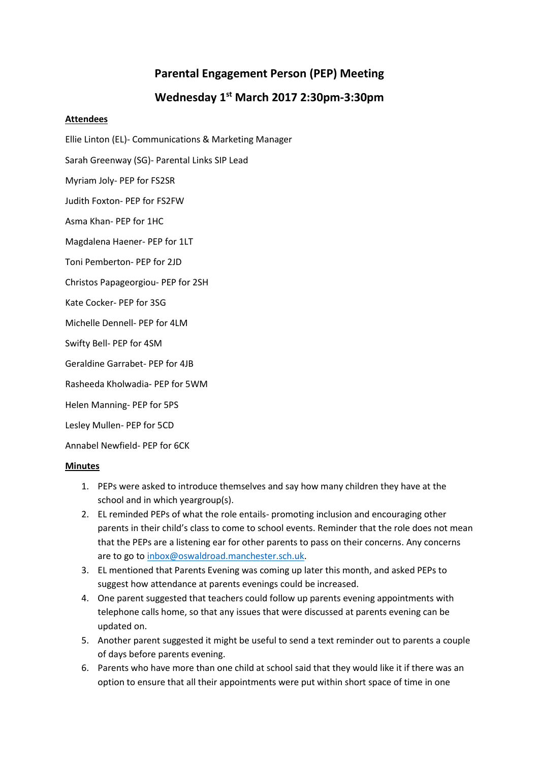# Parental Engagement Person (PEP) Meeting

## Wednesday 1st March 2017 2:30pm-3:30pm

**Attendees**

Ellie Linton (EL)- Communications & Marketing Manager

Sarah Greenway (SG)- Parental Links SIP Lead

Myriam Joly- PEP for FS2SR

Judith Foxton- PEP for FS2FW

Asma Khan- PEP for 1HC

Magdalena Haener- PEP for 1LT

Toni Pemberton- PEP for 2JD

Christos Papageorgiou- PEP for 2SH

Kate Cocker- PEP for 3SG

Michelle Dennell- PEP for 4LM

Swifty Bell- PEP for 4SM

Geraldine Garrabet- PEP for 4JB

Rasheeda Kholwadia- PEP for 5WM

Helen Manning- PEP for 5PS

Lesley Mullen- PEP for 5CD

Annabel Newfield- PEP for 6CK

**Minutes**

1. PEPs were asked to introduce themselves and say how many children they have at the school and in which yeargroup(s).
2. EL reminded PEPs of what the role entails- promoting inclusion and encouraging other parents in their child's class to come to school events. Reminder that the role does not mean that the PEPs are a listening ear for other parents to pass on their concerns. Any concerns are to go to inbox@oswaldroad.manchester.sch.uk.
3. EL mentioned that Parents Evening was coming up later this month, and asked PEPs to suggest how attendance at parents evenings could be increased.
4. One parent suggested that teachers could follow up parents evening appointments with telephone calls home, so that any issues that were discussed at parents evening can be updated on.
5. Another parent suggested it might be useful to send a text reminder out to parents a couple of days before parents evening.
6. Parents who have more than one child at school said that they would like it if there was an option to ensure that all their appointments were put within short space of time in one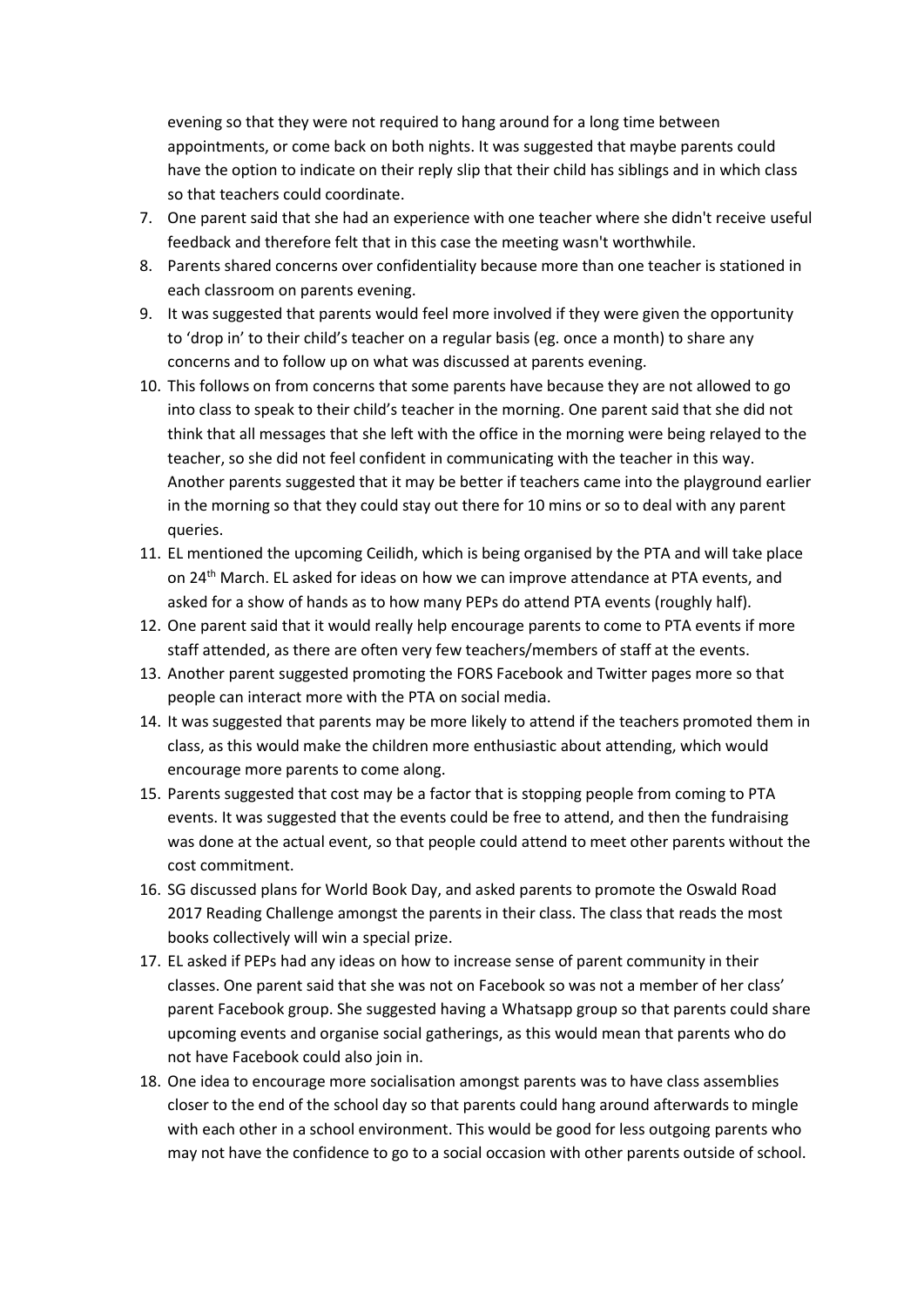evening so that they were not required to hang around for a long time between appointments, or come back on both nights. It was suggested that maybe parents could have the option to indicate on their reply slip that their child has siblings and in which class so that teachers could coordinate.

7. One parent said that she had an experience with one teacher where she didn't receive useful feedback and therefore felt that in this case the meeting wasn't worthwhile.
8. Parents shared concerns over confidentiality because more than one teacher is stationed in each classroom on parents evening.
9. It was suggested that parents would feel more involved if they were given the opportunity to 'drop in' to their child's teacher on a regular basis (eg. once a month) to share any concerns and to follow up on what was discussed at parents evening.
10. This follows on from concerns that some parents have because they are not allowed to go into class to speak to their child's teacher in the morning. One parent said that she did not think that all messages that she left with the office in the morning were being relayed to the teacher, so she did not feel confident in communicating with the teacher in this way. Another parents suggested that it may be better if teachers came into the playground earlier in the morning so that they could stay out there for 10 mins or so to deal with any parent queries.
11. EL mentioned the upcoming Ceilidh, which is being organised by the PTA and will take place on 24th March. EL asked for ideas on how we can improve attendance at PTA events, and asked for a show of hands as to how many PEPs do attend PTA events (roughly half).
12. One parent said that it would really help encourage parents to come to PTA events if more staff attended, as there are often very few teachers/members of staff at the events.
13. Another parent suggested promoting the FORS Facebook and Twitter pages more so that people can interact more with the PTA on social media.
14. It was suggested that parents may be more likely to attend if the teachers promoted them in class, as this would make the children more enthusiastic about attending, which would encourage more parents to come along.
15. Parents suggested that cost may be a factor that is stopping people from coming to PTA events. It was suggested that the events could be free to attend, and then the fundraising was done at the actual event, so that people could attend to meet other parents without the cost commitment.
16. SG discussed plans for World Book Day, and asked parents to promote the Oswald Road 2017 Reading Challenge amongst the parents in their class. The class that reads the most books collectively will win a special prize.
17. EL asked if PEPs had any ideas on how to increase sense of parent community in their classes. One parent said that she was not on Facebook so was not a member of her class' parent Facebook group. She suggested having a Whatsapp group so that parents could share upcoming events and organise social gatherings, as this would mean that parents who do not have Facebook could also join in.
18. One idea to encourage more socialisation amongst parents was to have class assemblies closer to the end of the school day so that parents could hang around afterwards to mingle with each other in a school environment. This would be good for less outgoing parents who may not have the confidence to go to a social occasion with other parents outside of school.